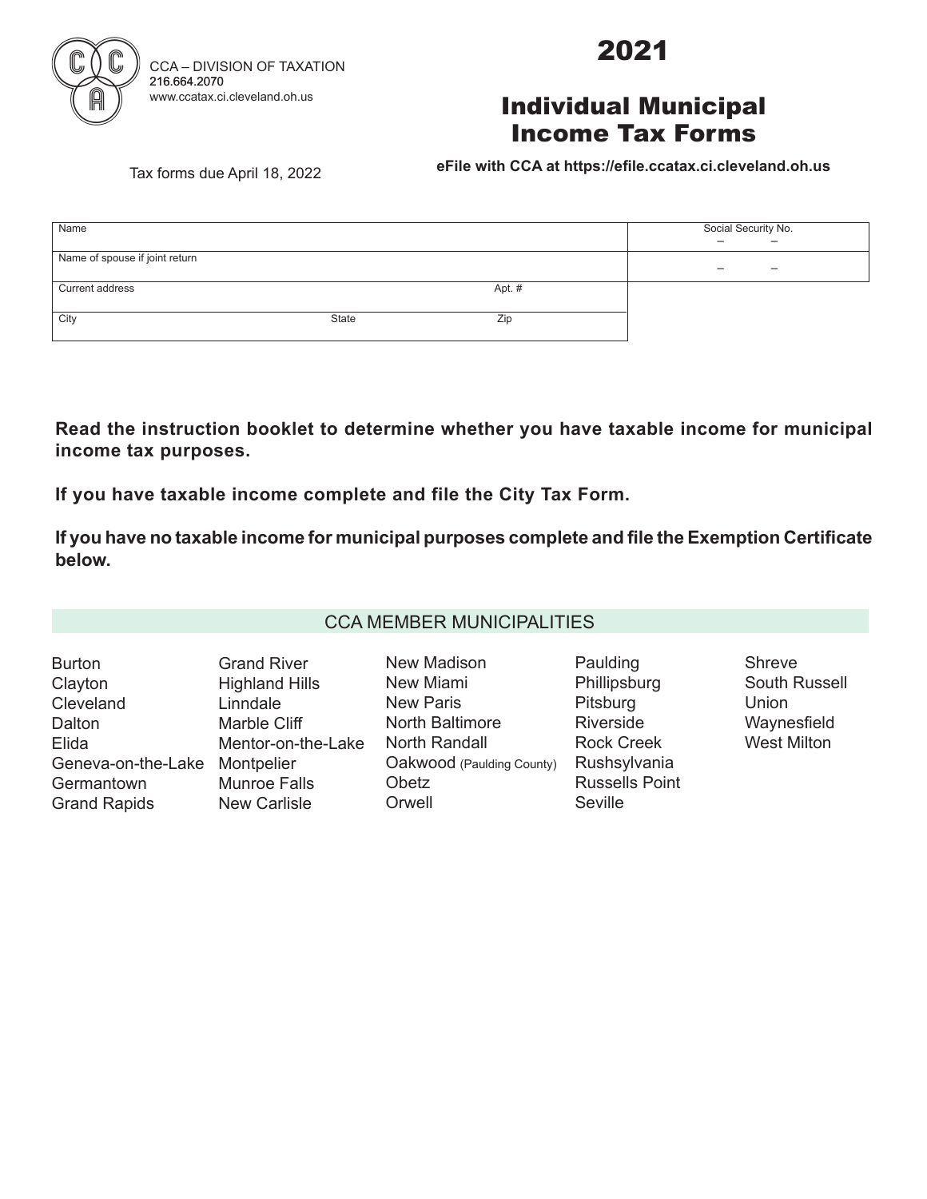CCA – DIVISION OF TAXATION
216.664.2070
www.ccatax.ci.cleveland.oh.us

# 2021

# Individual Municipal Income Tax Forms

Tax forms due April 18, 2022

**eFile with CCA at https://efile.ccatax.ci.cleveland.oh.us**

| Name | | | Social Security No. – – |
|---|---|---|---|
| Name of spouse if joint return | | | – – |
| Current address | | Apt. # | |
| City | State | Zip | |

**Read the instruction booklet to determine whether you have taxable income for municipal income tax purposes.**

**If you have taxable income complete and file the City Tax Form.**

**If you have no taxable income for municipal purposes complete and file the Exemption Certificate below.**

## CCA MEMBER MUNICIPALITIES

- Burton
- Clayton
- Cleveland
- Dalton
- Elida
- Geneva-on-the-Lake
- Germantown
- Grand Rapids
- Grand River
- Highland Hills
- Linndale
- Marble Cliff
- Mentor-on-the-Lake
- Montpelier
- Munroe Falls
- New Carlisle
- New Madison
- New Miami
- New Paris
- North Baltimore
- North Randall
- Oakwood (Paulding County)
- Obetz
- Orwell
- Paulding
- Phillipsburg
- Pitsburg
- Riverside
- Rock Creek
- Rushsylvania
- Russells Point
- Seville
- Shreve
- South Russell
- Union
- Waynesfield
- West Milton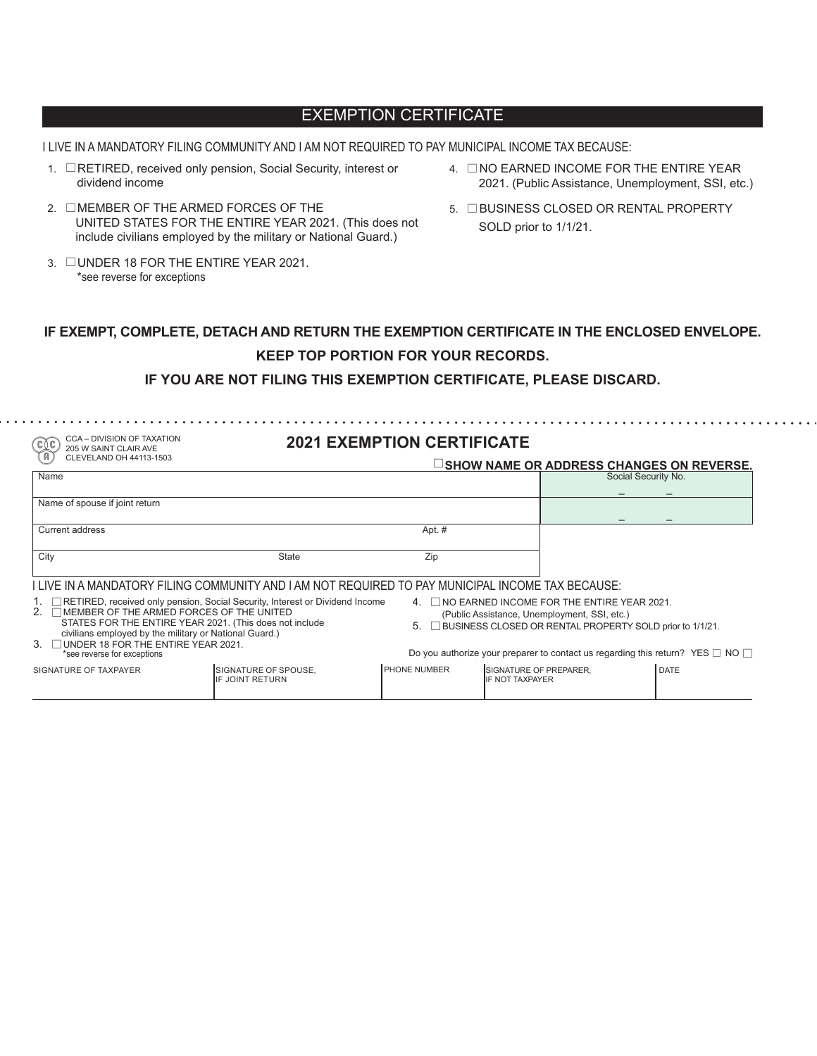# EXEMPTION CERTIFICATE

I LIVE IN A MANDATORY FILING COMMUNITY AND I AM NOT REQUIRED TO PAY MUNICIPAL INCOME TAX BECAUSE:

1. ☐ RETIRED, received only pension, Social Security, interest or dividend income
2. ☐ MEMBER OF THE ARMED FORCES OF THE UNITED STATES FOR THE ENTIRE YEAR 2021. (This does not include civilians employed by the military or National Guard.)
3. ☐ UNDER 18 FOR THE ENTIRE YEAR 2021.
   *see reverse for exceptions
4. ☐ NO EARNED INCOME FOR THE ENTIRE YEAR 2021. (Public Assistance, Unemployment, SSI, etc.)
5. ☐ BUSINESS CLOSED OR RENTAL PROPERTY SOLD prior to 1/1/21.

**IF EXEMPT, COMPLETE, DETACH AND RETURN THE EXEMPTION CERTIFICATE IN THE ENCLOSED ENVELOPE.**

**KEEP TOP PORTION FOR YOUR RECORDS.**

**IF YOU ARE NOT FILING THIS EXEMPTION CERTIFICATE, PLEASE DISCARD.**

---

CCA – DIVISION OF TAXATION
205 W SAINT CLAIR AVE
CLEVELAND OH 44113-1503

## 2021 EXEMPTION CERTIFICATE

☐ **SHOW NAME OR ADDRESS CHANGES ON REVERSE.**

| Name | | | Social Security No. |
|---|---|---|---|
| | | | – – |
| Name of spouse if joint return | | | – – |
| Current address | | Apt. # | |
| City | State | Zip | |

I LIVE IN A MANDATORY FILING COMMUNITY AND I AM NOT REQUIRED TO PAY MUNICIPAL INCOME TAX BECAUSE:

1. ☐ RETIRED, received only pension, Social Security, Interest or Dividend Income
2. ☐ MEMBER OF THE ARMED FORCES OF THE UNITED STATES FOR THE ENTIRE YEAR 2021. (This does not include civilians employed by the military or National Guard.)
3. ☐ UNDER 18 FOR THE ENTIRE YEAR 2021.
   *see reverse for exceptions
4. ☐ NO EARNED INCOME FOR THE ENTIRE YEAR 2021. (Public Assistance, Unemployment, SSI, etc.)
5. ☐ BUSINESS CLOSED OR RENTAL PROPERTY SOLD prior to 1/1/21.

Do you authorize your preparer to contact us regarding this return? YES ☐ NO ☐

| SIGNATURE OF TAXPAYER | SIGNATURE OF SPOUSE, IF JOINT RETURN | PHONE NUMBER | SIGNATURE OF PREPARER, IF NOT TAXPAYER | DATE |
|---|---|---|---|---|
| | | | | |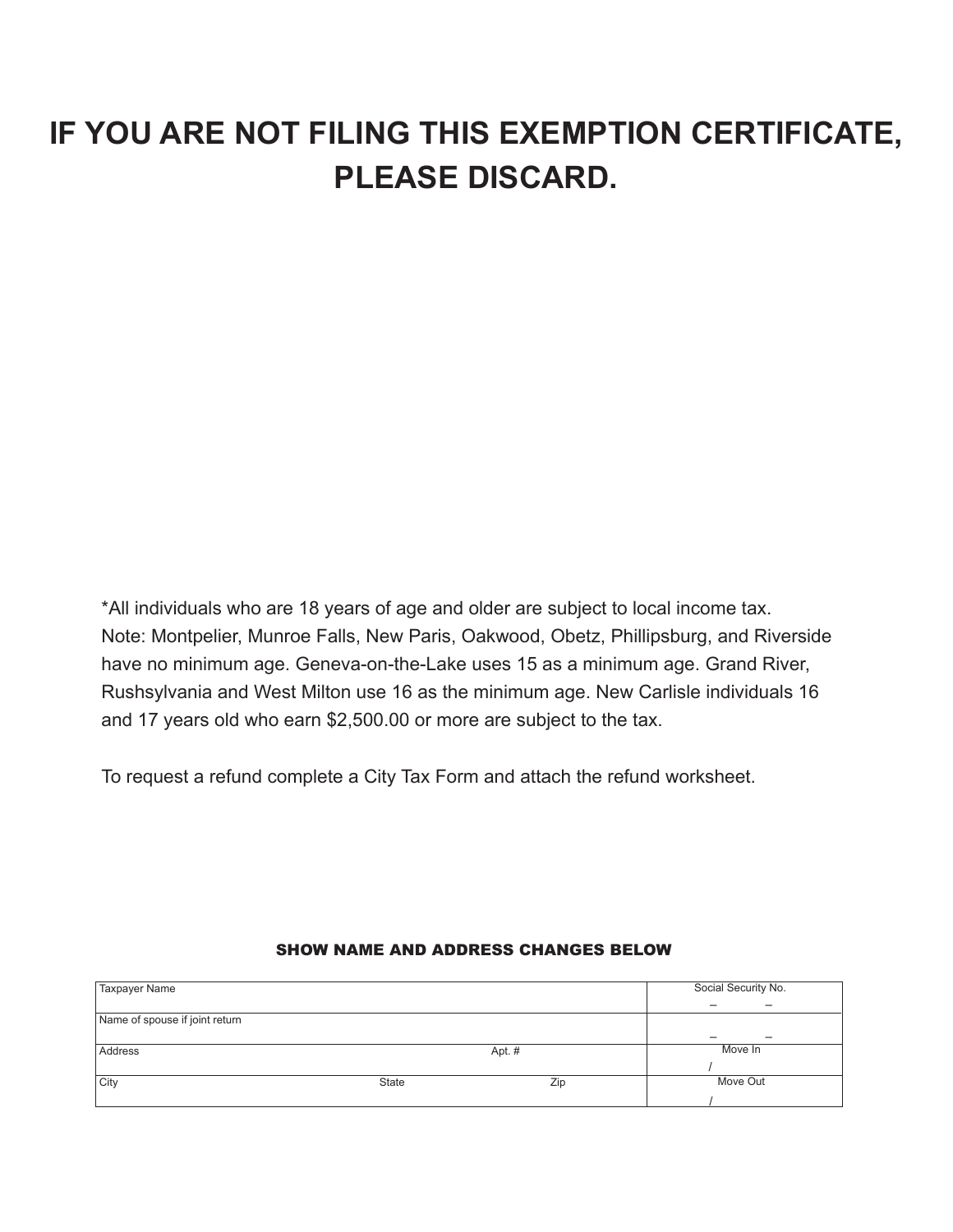# IF YOU ARE NOT FILING THIS EXEMPTION CERTIFICATE, PLEASE DISCARD.

*All individuals who are 18 years of age and older are subject to local income tax. Note: Montpelier, Munroe Falls, New Paris, Oakwood, Obetz, Phillipsburg, and Riverside have no minimum age. Geneva-on-the-Lake uses 15 as a minimum age. Grand River, Rushsylvania and West Milton use 16 as the minimum age. New Carlisle individuals 16 and 17 years old who earn $2,500.00 or more are subject to the tax.

To request a refund complete a City Tax Form and attach the refund worksheet.

## SHOW NAME AND ADDRESS CHANGES BELOW

| Taxpayer Name | | | Social Security No. – – |
|---|---|---|---|
| Name of spouse if joint return | | | – – |
| Address | | Apt. # | Move In / |
| City | State | Zip | Move Out / |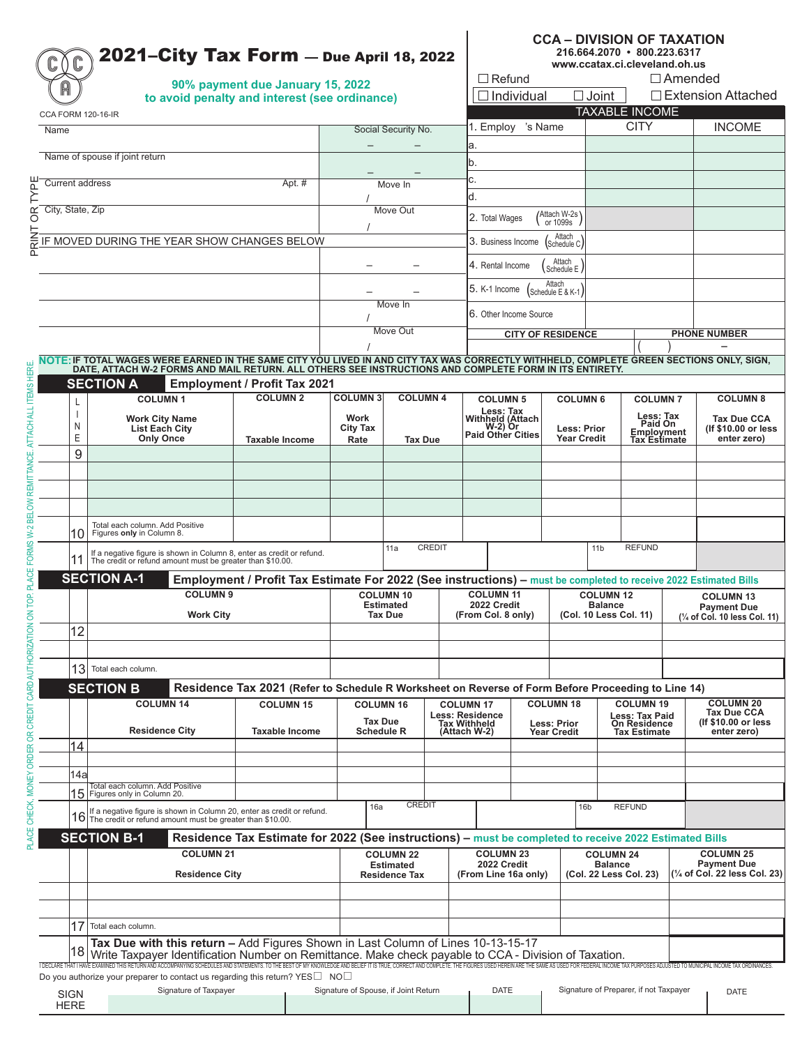# 2021–City Tax Form — Due April 18, 2022

CCA FORM 120-16-IR

**90% payment due January 15, 2022 to avoid penalty and interest (see ordinance)**

## CCA – DIVISION OF TAXATION

216.664.2070 • 800.223.6317
www.ccatax.ci.cleveland.oh.us

☐ Refund ☐ Amended
☐ Individual ☐ Joint ☐ Extension Attached

PRINT OR TYPE

| Name | Social Security No. |
|---|---|
| | – – |
| Name of spouse if joint return | |
| | – – |
| Current address Apt. # | Move In / |
| City, State, Zip | Move Out / |
| IF MOVED DURING THE YEAR SHOW CHANGES BELOW | |
| | – – |
| | – – |
| | Move In / |
| | Move Out / |

**TAXABLE INCOME**

| | CITY | INCOME |
|---|---|---|
| 1. Employer's Name | | |
| a. | | |
| b. | | |
| c. | | |
| d. | | |
| 2. Total Wages (Attach W-2s or 1099s) | | |
| 3. Business Income (Attach Schedule C) | | |
| 4. Rental Income (Attach Schedule E) | | |
| 5. K-1 Income (Attach Schedule E & K-1) | | |
| 6. Other Income Source | | |

| CITY OF RESIDENCE | PHONE NUMBER |
|---|---|
| | ( ) – |

**NOTE: IF TOTAL WAGES WERE EARNED IN THE SAME CITY YOU LIVED IN AND CITY TAX WAS CORRECTLY WITHHELD, COMPLETE GREEN SECTIONS ONLY, SIGN, DATE, ATTACH W-2 FORMS AND MAIL RETURN. ALL OTHERS SEE INSTRUCTIONS AND COMPLETE FORM IN ITS ENTIRETY.**

## SECTION A Employment / Profit Tax 2021

| LINE | COLUMN 1 Work City Name List Each City Only Once | COLUMN 2 Taxable Income | COLUMN 3 Work City Tax Rate | COLUMN 4 Tax Due | COLUMN 5 Less: Tax Withheld (Attach W-2) Or Paid Other Cities | COLUMN 6 Less: Prior Year Credit | COLUMN 7 Less: Tax Paid On Employment Tax Estimate | COLUMN 8 Tax Due CCA (If $10.00 or less enter zero) |
|---|---|---|---|---|---|---|---|---|
| 9 | | | | | | | | |
| | | | | | | | | |
| | | | | | | | | |
| | | | | | | | | |
| 10 | Total each column. Add Positive Figures **only** in Column 8. | | | | | | | |
| 11 | If a negative figure is shown in Column 8, enter as credit or refund. The credit or refund amount must be greater than $10.00. | | | 11a CREDIT | | 11b REFUND | | |

## SECTION A-1 Employment / Profit Tax Estimate For 2022 (See instructions) – must be completed to receive 2022 Estimated Bills

| | COLUMN 9 Work City | COLUMN 10 Estimated Tax Due | COLUMN 11 2022 Credit (From Col. 8 only) | COLUMN 12 Balance (Col. 10 Less Col. 11) | COLUMN 13 Payment Due (¼ of Col. 10 less Col. 11) |
|---|---|---|---|---|---|
| 12 | | | | | |
| | | | | | |
| 13 | Total each column. | | | | |

## SECTION B Residence Tax 2021 (Refer to Schedule R Worksheet on Reverse of Form Before Proceeding to Line 14)

| | COLUMN 14 Residence City | COLUMN 15 Taxable Income | COLUMN 16 Tax Due Schedule R | COLUMN 17 Less: Residence Tax Withheld (Attach W-2) | COLUMN 18 Less: Prior Year Credit | COLUMN 19 Less: Tax Paid On Residence Tax Estimate | COLUMN 20 Tax Due CCA (If $10.00 or less enter zero) |
|---|---|---|---|---|---|---|---|
| 14 | | | | | | | |
| 14a | | | | | | | |
| 15 | Total each column. Add Positive Figures only in Column 20. | | | | | | |
| 16 | If a negative figure is shown in Column 20, enter as credit or refund. The credit or refund amount must be greater than $10.00. | | 16a CREDIT | | 16b REFUND | | |

## SECTION B-1 Residence Tax Estimate for 2022 (See instructions) – must be completed to receive 2022 Estimated Bills

| | COLUMN 21 Residence City | COLUMN 22 Estimated Residence Tax | COLUMN 23 2022 Credit (From Line 16a only) | COLUMN 24 Balance (Col. 22 Less Col. 23) | COLUMN 25 Payment Due (¼ of Col. 22 less Col. 23) |
|---|---|---|---|---|---|
| | | | | | |
| | | | | | |
| 17 | Total each column. | | | | |

**18 Tax Due with this return** – Add Figures Shown in Last Column of Lines 10-13-15-17
Write Taxpayer Identification Number on Remittance. Make check payable to CCA - Division of Taxation.

I DECLARE THAT I HAVE EXAMINED THIS RETURN AND ACCOMPANYING SCHEDULES AND STATEMENTS. TO THE BEST OF MY KNOWLEDGE AND BELIEF IT IS TRUE, CORRECT AND COMPLETE. THE FIGURES USED HEREIN ARE THE SAME AS USED FOR FEDERAL INCOME TAX PURPOSES ADJUSTED TO MUNICIPAL INCOME TAX ORDINANCES.

Do you authorize your preparer to contact us regarding this return? YES☐ NO☐

| SIGN HERE | Signature of Taxpayer | Signature of Spouse, if Joint Return | DATE | Signature of Preparer, if not Taxpayer | DATE |
|---|---|---|---|---|---|
| | | | | | |

PLACE CHECK, MONEY ORDER OR CREDIT CARD AUTHORIZATION ON TOP. PLACE FORMS W-2 BELOW REMITTANCE. ATTACH ALL ITEMS HERE.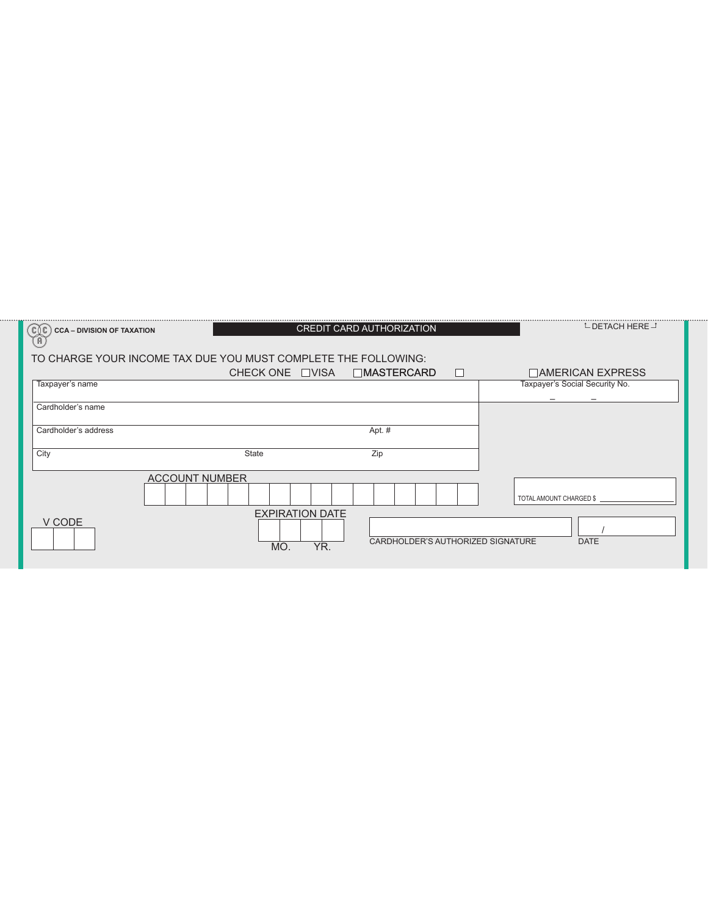CCA – DIVISION OF TAXATION

## CREDIT CARD AUTHORIZATION

└ DETACH HERE ┘

TO CHARGE YOUR INCOME TAX DUE YOU MUST COMPLETE THE FOLLOWING:

CHECK ONE ☐VISA ☐MASTERCARD ☐ ☐AMERICAN EXPRESS

| Taxpayer's name | | | Taxpayer's Social Security No. – – |
|---|---|---|---|
| Cardholder's name | | | |
| Cardholder's address | | Apt. # | |
| City | State | Zip | |

ACCOUNT NUMBER

| | | | | | | | | | | | | | | | |
|---|---|---|---|---|---|---|---|---|---|---|---|---|---|---|---|
| | | | | | | | | | | | | | | | |

TOTAL AMOUNT CHARGED $ ____________

V CODE

| | | |
|---|---|---|
| | | |

EXPIRATION DATE

| | | | |
|---|---|---|---|
| | | | |

MO. YR.

CARDHOLDER'S AUTHORIZED SIGNATURE

DATE /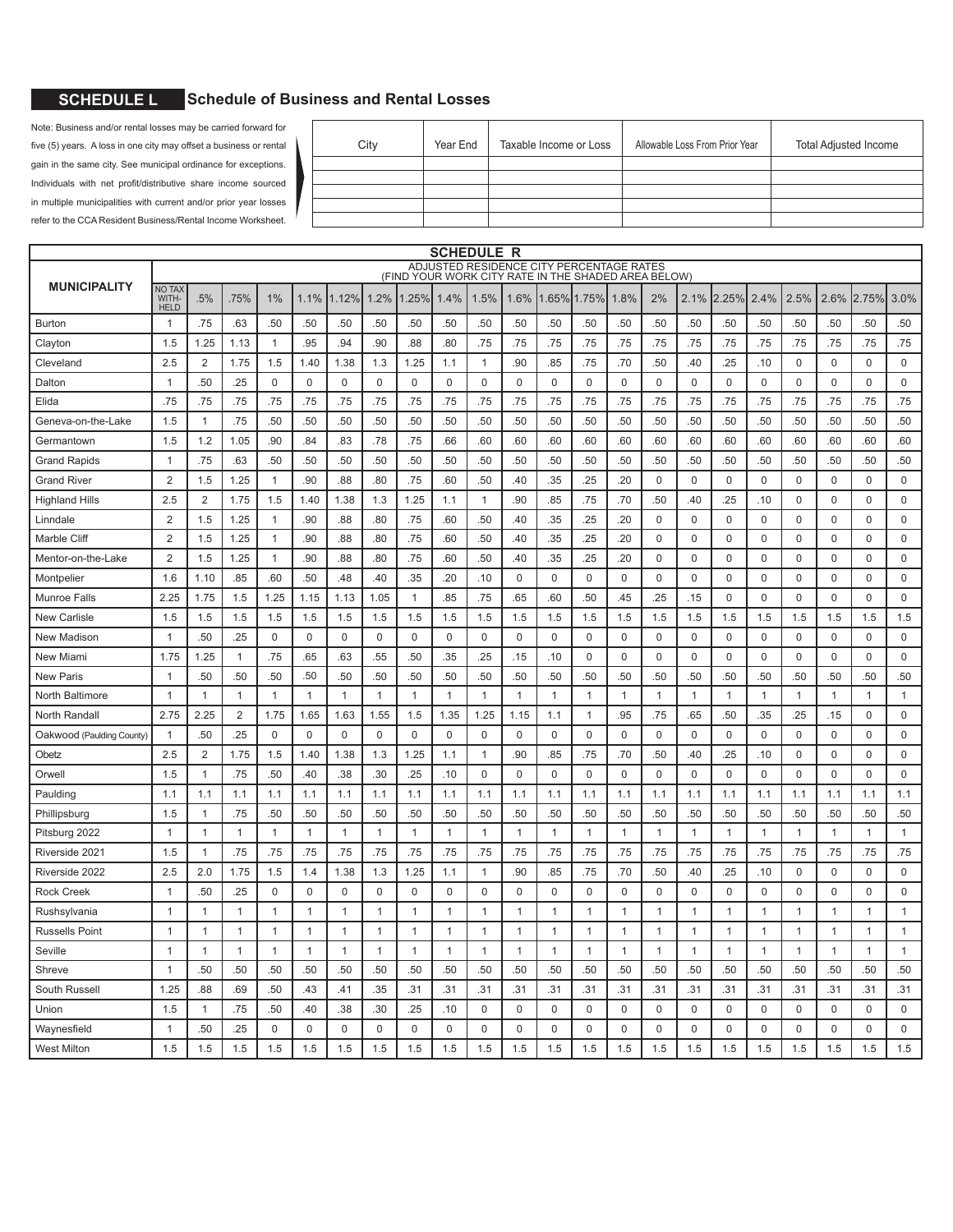## SCHEDULE L Schedule of Business and Rental Losses

Note: Business and/or rental losses may be carried forward for five (5) years. A loss in one city may offset a business or rental gain in the same city. See municipal ordinance for exceptions. Individuals with net profit/distributive share income sourced in multiple municipalities with current and/or prior year losses refer to the CCA Resident Business/Rental Income Worksheet.

| City | Year End | Taxable Income or Loss | Allowable Loss From Prior Year | Total Adjusted Income |
|---|---|---|---|---|
| | | | | |
| | | | | |
| | | | | |
| | | | | |
| | | | | |

## SCHEDULE R

ADJUSTED RESIDENCE CITY PERCENTAGE RATES (FIND YOUR WORK CITY RATE IN THE SHADED AREA BELOW)

| MUNICIPALITY | NO TAX WITHHELD | .5% | .75% | 1% | 1.1% | 1.12% | 1.2% | 1.25% | 1.4% | 1.5% | 1.6% | 1.65% | 1.75% | 1.8% | 2% | 2.1% | 2.25% | 2.4% | 2.5% | 2.6% | 2.75% | 3.0% |
|---|---|---|---|---|---|---|---|---|---|---|---|---|---|---|---|---|---|---|---|---|---|---|
| Burton | 1 | .75 | .63 | .50 | .50 | .50 | .50 | .50 | .50 | .50 | .50 | .50 | .50 | .50 | .50 | .50 | .50 | .50 | .50 | .50 | .50 | .50 |
| Clayton | 1.5 | 1.25 | 1.13 | 1 | .95 | .94 | .90 | .88 | .80 | .75 | .75 | .75 | .75 | .75 | .75 | .75 | .75 | .75 | .75 | .75 | .75 | .75 |
| Cleveland | 2.5 | 2 | 1.75 | 1.5 | 1.40 | 1.38 | 1.3 | 1.25 | 1.1 | 1 | .90 | .85 | .75 | .70 | .50 | .40 | .25 | .10 | 0 | 0 | 0 | 0 |
| Dalton | 1 | .50 | .25 | 0 | 0 | 0 | 0 | 0 | 0 | 0 | 0 | 0 | 0 | 0 | 0 | 0 | 0 | 0 | 0 | 0 | 0 | 0 |
| Elida | .75 | .75 | .75 | .75 | .75 | .75 | .75 | .75 | .75 | .75 | .75 | .75 | .75 | .75 | .75 | .75 | .75 | .75 | .75 | .75 | .75 | .75 |
| Geneva-on-the-Lake | 1.5 | 1 | .75 | .50 | .50 | .50 | .50 | .50 | .50 | .50 | .50 | .50 | .50 | .50 | .50 | .50 | .50 | .50 | .50 | .50 | .50 | .50 |
| Germantown | 1.5 | 1.2 | 1.05 | .90 | .84 | .83 | .78 | .75 | .66 | .60 | .60 | .60 | .60 | .60 | .60 | .60 | .60 | .60 | .60 | .60 | .60 | .60 |
| Grand Rapids | 1 | .75 | .63 | .50 | .50 | .50 | .50 | .50 | .50 | .50 | .50 | .50 | .50 | .50 | .50 | .50 | .50 | .50 | .50 | .50 | .50 | .50 |
| Grand River | 2 | 1.5 | 1.25 | 1 | .90 | .88 | .80 | .75 | .60 | .50 | .40 | .35 | .25 | .20 | 0 | 0 | 0 | 0 | 0 | 0 | 0 | 0 |
| Highland Hills | 2.5 | 2 | 1.75 | 1.5 | 1.40 | 1.38 | 1.3 | 1.25 | 1.1 | 1 | .90 | .85 | .75 | .70 | .50 | .40 | .25 | .10 | 0 | 0 | 0 | 0 |
| Linndale | 2 | 1.5 | 1.25 | 1 | .90 | .88 | .80 | .75 | .60 | .50 | .40 | .35 | .25 | .20 | 0 | 0 | 0 | 0 | 0 | 0 | 0 | 0 |
| Marble Cliff | 2 | 1.5 | 1.25 | 1 | .90 | .88 | .80 | .75 | .60 | .50 | .40 | .35 | .25 | .20 | 0 | 0 | 0 | 0 | 0 | 0 | 0 | 0 |
| Mentor-on-the-Lake | 2 | 1.5 | 1.25 | 1 | .90 | .88 | .80 | .75 | .60 | .50 | .40 | .35 | .25 | .20 | 0 | 0 | 0 | 0 | 0 | 0 | 0 | 0 |
| Montpelier | 1.6 | 1.10 | .85 | .60 | .50 | .48 | .40 | .35 | .20 | .10 | 0 | 0 | 0 | 0 | 0 | 0 | 0 | 0 | 0 | 0 | 0 | 0 |
| Munroe Falls | 2.25 | 1.75 | 1.5 | 1.25 | 1.15 | 1.13 | 1.05 | 1 | .85 | .75 | .65 | .60 | .50 | .45 | .25 | .15 | 0 | 0 | 0 | 0 | 0 | 0 |
| New Carlisle | 1.5 | 1.5 | 1.5 | 1.5 | 1.5 | 1.5 | 1.5 | 1.5 | 1.5 | 1.5 | 1.5 | 1.5 | 1.5 | 1.5 | 1.5 | 1.5 | 1.5 | 1.5 | 1.5 | 1.5 | 1.5 | 1.5 |
| New Madison | 1 | .50 | .25 | 0 | 0 | 0 | 0 | 0 | 0 | 0 | 0 | 0 | 0 | 0 | 0 | 0 | 0 | 0 | 0 | 0 | 0 | 0 |
| New Miami | 1.75 | 1.25 | 1 | .75 | .65 | .63 | .55 | .50 | .35 | .25 | .15 | .10 | 0 | 0 | 0 | 0 | 0 | 0 | 0 | 0 | 0 | 0 |
| New Paris | 1 | .50 | .50 | .50 | .50 | .50 | .50 | .50 | .50 | .50 | .50 | .50 | .50 | .50 | .50 | .50 | .50 | .50 | .50 | .50 | .50 | .50 |
| North Baltimore | 1 | 1 | 1 | 1 | 1 | 1 | 1 | 1 | 1 | 1 | 1 | 1 | 1 | 1 | 1 | 1 | 1 | 1 | 1 | 1 | 1 | 1 |
| North Randall | 2.75 | 2.25 | 2 | 1.75 | 1.65 | 1.63 | 1.55 | 1.5 | 1.35 | 1.25 | 1.15 | 1.1 | 1 | .95 | .75 | .65 | .50 | .35 | .25 | .15 | 0 | 0 |
| Oakwood (Paulding County) | 1 | .50 | .25 | 0 | 0 | 0 | 0 | 0 | 0 | 0 | 0 | 0 | 0 | 0 | 0 | 0 | 0 | 0 | 0 | 0 | 0 | 0 |
| Obetz | 2.5 | 2 | 1.75 | 1.5 | 1.40 | 1.38 | 1.3 | 1.25 | 1.1 | 1 | .90 | .85 | .75 | .70 | .50 | .40 | .25 | .10 | 0 | 0 | 0 | 0 |
| Orwell | 1.5 | 1 | .75 | .50 | .40 | .38 | .30 | .25 | .10 | 0 | 0 | 0 | 0 | 0 | 0 | 0 | 0 | 0 | 0 | 0 | 0 | 0 |
| Paulding | 1.1 | 1.1 | 1.1 | 1.1 | 1.1 | 1.1 | 1.1 | 1.1 | 1.1 | 1.1 | 1.1 | 1.1 | 1.1 | 1.1 | 1.1 | 1.1 | 1.1 | 1.1 | 1.1 | 1.1 | 1.1 | 1.1 |
| Phillipsburg | 1.5 | 1 | .75 | .50 | .50 | .50 | .50 | .50 | .50 | .50 | .50 | .50 | .50 | .50 | .50 | .50 | .50 | .50 | .50 | .50 | .50 | .50 |
| Pitsburg 2022 | 1 | 1 | 1 | 1 | 1 | 1 | 1 | 1 | 1 | 1 | 1 | 1 | 1 | 1 | 1 | 1 | 1 | 1 | 1 | 1 | 1 | 1 |
| Riverside 2021 | 1.5 | 1 | .75 | .75 | .75 | .75 | .75 | .75 | .75 | .75 | .75 | .75 | .75 | .75 | .75 | .75 | .75 | .75 | .75 | .75 | .75 | .75 |
| Riverside 2022 | 2.5 | 2.0 | 1.75 | 1.5 | 1.4 | 1.38 | 1.3 | 1.25 | 1.1 | 1 | .90 | .85 | .75 | .70 | .50 | .40 | .25 | .10 | 0 | 0 | 0 | 0 |
| Rock Creek | 1 | .50 | .25 | 0 | 0 | 0 | 0 | 0 | 0 | 0 | 0 | 0 | 0 | 0 | 0 | 0 | 0 | 0 | 0 | 0 | 0 | 0 |
| Rushsylvania | 1 | 1 | 1 | 1 | 1 | 1 | 1 | 1 | 1 | 1 | 1 | 1 | 1 | 1 | 1 | 1 | 1 | 1 | 1 | 1 | 1 | 1 |
| Russells Point | 1 | 1 | 1 | 1 | 1 | 1 | 1 | 1 | 1 | 1 | 1 | 1 | 1 | 1 | 1 | 1 | 1 | 1 | 1 | 1 | 1 | 1 |
| Seville | 1 | 1 | 1 | 1 | 1 | 1 | 1 | 1 | 1 | 1 | 1 | 1 | 1 | 1 | 1 | 1 | 1 | 1 | 1 | 1 | 1 | 1 |
| Shreve | 1 | .50 | .50 | .50 | .50 | .50 | .50 | .50 | .50 | .50 | .50 | .50 | .50 | .50 | .50 | .50 | .50 | .50 | .50 | .50 | .50 | .50 |
| South Russell | 1.25 | .88 | .69 | .50 | .43 | .41 | .35 | .31 | .31 | .31 | .31 | .31 | .31 | .31 | .31 | .31 | .31 | .31 | .31 | .31 | .31 | .31 |
| Union | 1.5 | 1 | .75 | .50 | .40 | .38 | .30 | .25 | .10 | 0 | 0 | 0 | 0 | 0 | 0 | 0 | 0 | 0 | 0 | 0 | 0 | 0 |
| Waynesfield | 1 | .50 | .25 | 0 | 0 | 0 | 0 | 0 | 0 | 0 | 0 | 0 | 0 | 0 | 0 | 0 | 0 | 0 | 0 | 0 | 0 | 0 |
| West Milton | 1.5 | 1.5 | 1.5 | 1.5 | 1.5 | 1.5 | 1.5 | 1.5 | 1.5 | 1.5 | 1.5 | 1.5 | 1.5 | 1.5 | 1.5 | 1.5 | 1.5 | 1.5 | 1.5 | 1.5 | 1.5 | 1.5 |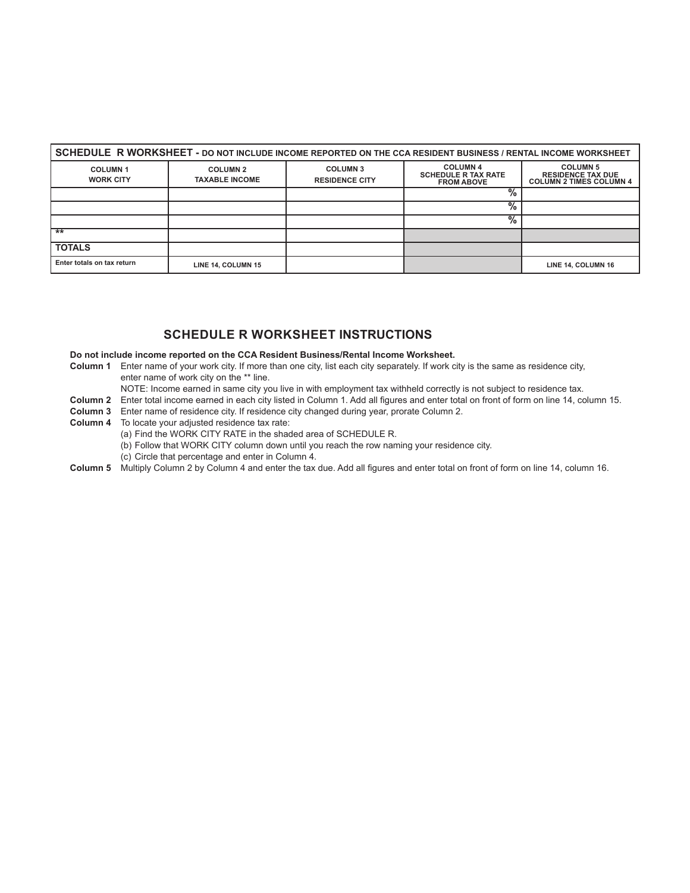| SCHEDULE R WORKSHEET - DO NOT INCLUDE INCOME REPORTED ON THE CCA RESIDENT BUSINESS / RENTAL INCOME WORKSHEET | | | | |
|---|---|---|---|---|
| COLUMN 1<br>WORK CITY | COLUMN 2<br>TAXABLE INCOME | COLUMN 3<br>RESIDENCE CITY | COLUMN 4<br>SCHEDULE R TAX RATE FROM ABOVE | COLUMN 5<br>RESIDENCE TAX DUE COLUMN 2 TIMES COLUMN 4 |
| | | | % | |
| | | | % | |
| | | | % | |
| ** | | | | |
| TOTALS | | | | |
| Enter totals on tax return | LINE 14, COLUMN 15 | | | LINE 14, COLUMN 16 |

## SCHEDULE R WORKSHEET INSTRUCTIONS

**Do not include income reported on the CCA Resident Business/Rental Income Worksheet.**

**Column 1** Enter name of your work city. If more than one city, list each city separately. If work city is the same as residence city, enter name of work city on the ** line.
NOTE: Income earned in same city you live in with employment tax withheld correctly is not subject to residence tax.

**Column 2** Enter total income earned in each city listed in Column 1. Add all figures and enter total on front of form on line 14, column 15.

**Column 3** Enter name of residence city. If residence city changed during year, prorate Column 2.

**Column 4** To locate your adjusted residence tax rate:
(a) Find the WORK CITY RATE in the shaded area of SCHEDULE R.
(b) Follow that WORK CITY column down until you reach the row naming your residence city.
(c) Circle that percentage and enter in Column 4.

**Column 5** Multiply Column 2 by Column 4 and enter the tax due. Add all figures and enter total on front of form on line 14, column 16.